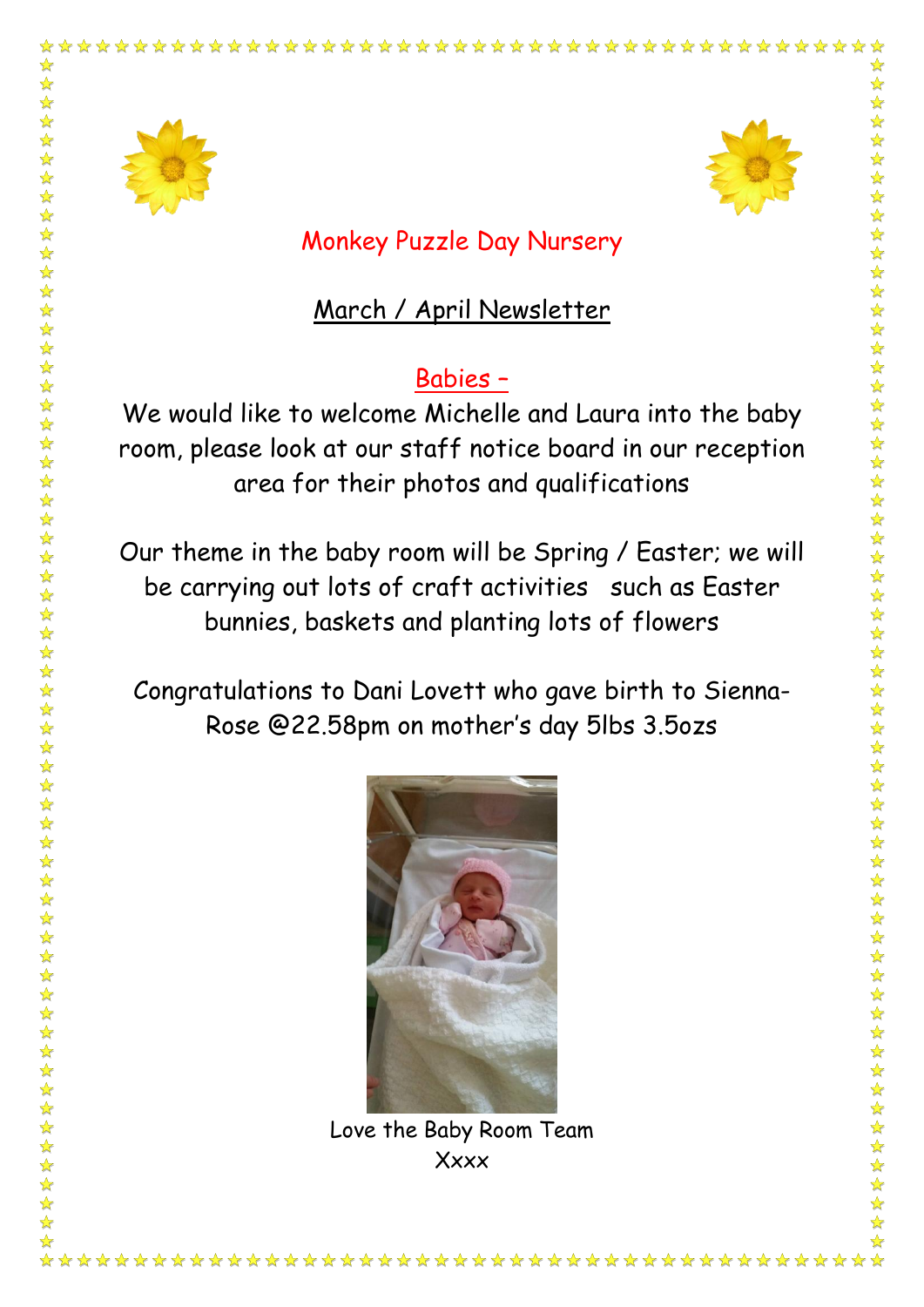# Monkey Puzzle Day Nursery

## March / April Newsletter

### Babies –

We would like to welcome Michelle and Laura into the baby room, please look at our staff notice board in our reception area for their photos and qualifications

Our theme in the baby room will be Spring / Easter; we will be carrying out lots of craft activities such as Easter bunnies, baskets and planting lots of flowers

Congratulations to Dani Lovett who gave birth to Sienna-Rose @22.58pm on mother's day 5lbs 3.5ozs

Love the Baby Room Team
Xxxx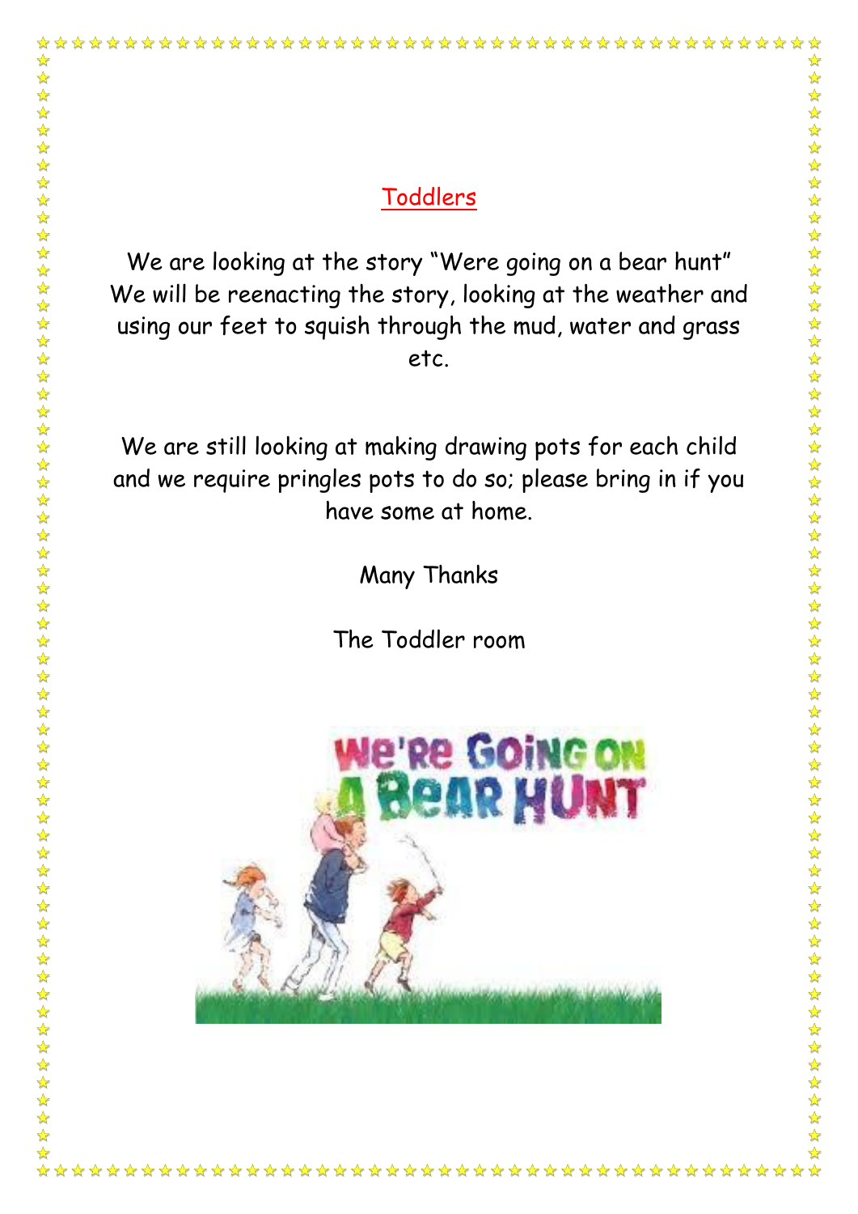## Toddlers

We are looking at the story "Were going on a bear hunt" We will be reenacting the story, looking at the weather and using our feet to squish through the mud, water and grass etc.

We are still looking at making drawing pots for each child and we require pringles pots to do so; please bring in if you have some at home.

Many Thanks

The Toddler room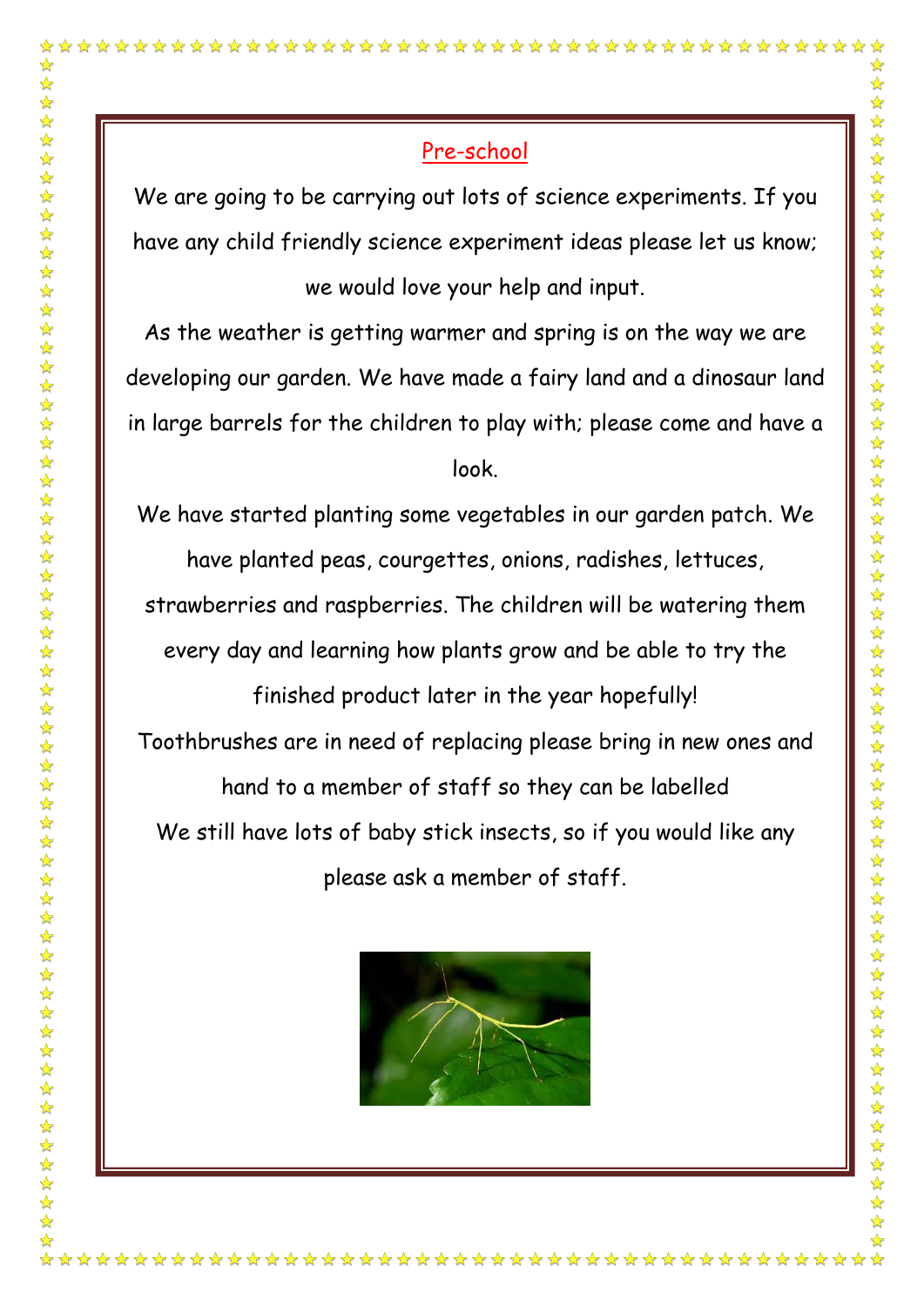## Pre-school

We are going to be carrying out lots of science experiments. If you have any child friendly science experiment ideas please let us know; we would love your help and input.

As the weather is getting warmer and spring is on the way we are developing our garden. We have made a fairy land and a dinosaur land in large barrels for the children to play with; please come and have a look.

We have started planting some vegetables in our garden patch. We have planted peas, courgettes, onions, radishes, lettuces, strawberries and raspberries. The children will be watering them every day and learning how plants grow and be able to try the finished product later in the year hopefully!

Toothbrushes are in need of replacing please bring in new ones and hand to a member of staff so they can be labelled

We still have lots of baby stick insects, so if you would like any please ask a member of staff.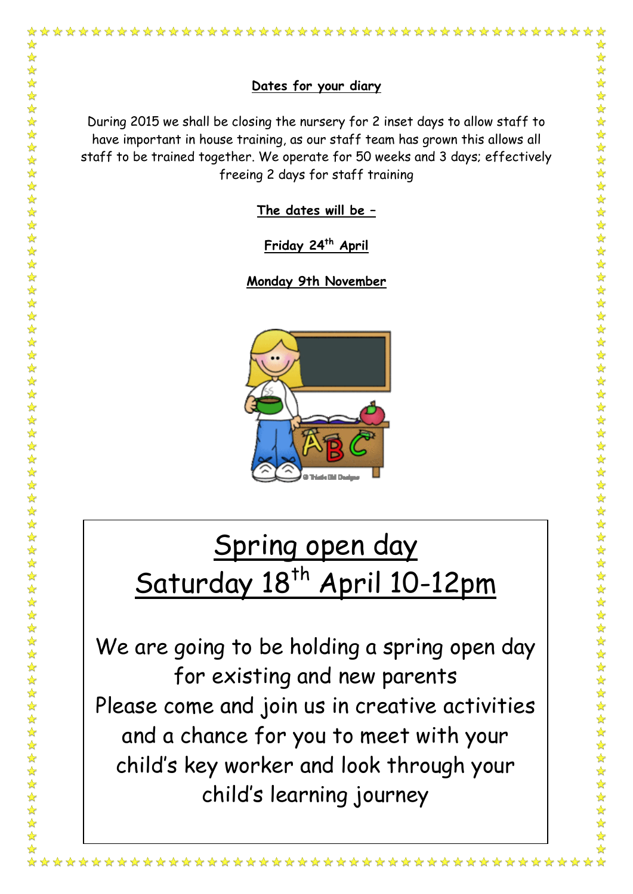**Dates for your diary**

During 2015 we shall be closing the nursery for 2 inset days to allow staff to have important in house training, as our staff team has grown this allows all staff to be trained together. We operate for 50 weeks and 3 days; effectively freeing 2 days for staff training

**The dates will be –**

**Friday 24th April**

**Monday 9th November**

# Spring open day
# Saturday 18th April 10-12pm

We are going to be holding a spring open day for existing and new parents
Please come and join us in creative activities and a chance for you to meet with your child's key worker and look through your child's learning journey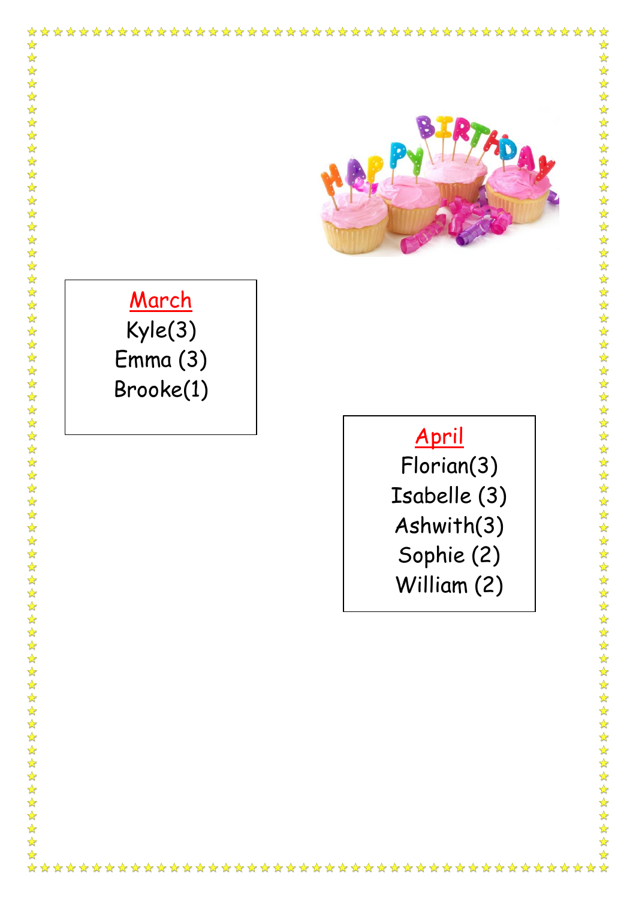## March

Kyle(3)
Emma (3)
Brooke(1)

## April

Florian(3)
Isabelle (3)
Ashwith(3)
Sophie (2)
William (2)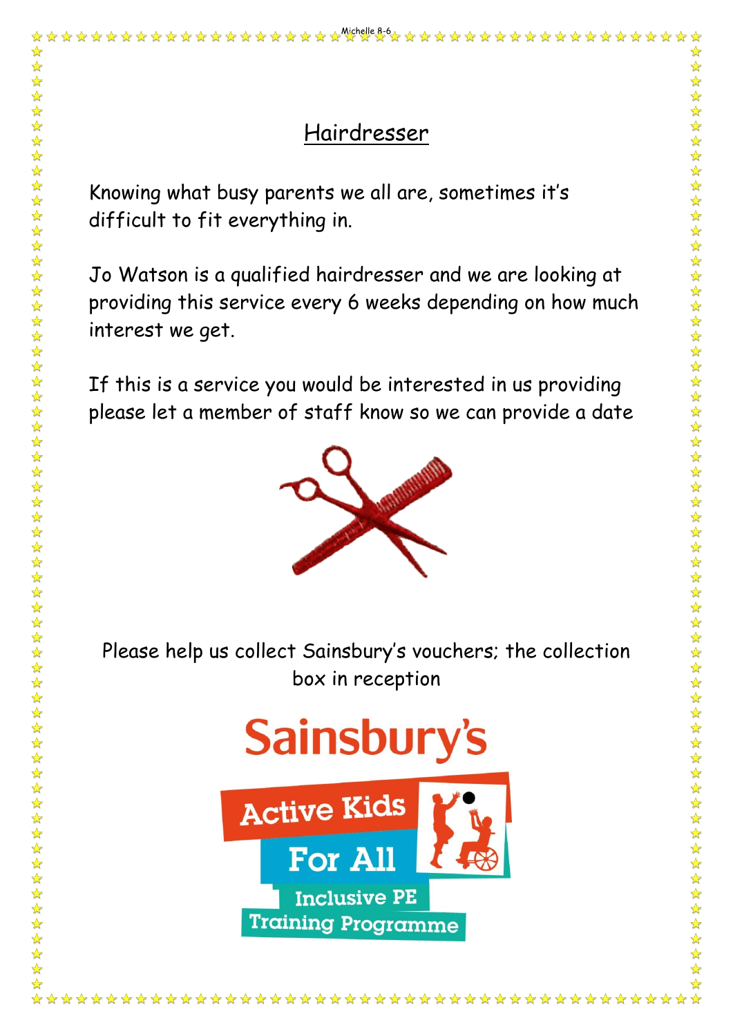## Hairdresser

Knowing what busy parents we all are, sometimes it's difficult to fit everything in.

Jo Watson is a qualified hairdresser and we are looking at providing this service every 6 weeks depending on how much interest we get.

If this is a service you would be interested in us providing please let a member of staff know so we can provide a date

Please help us collect Sainsbury's vouchers; the collection box in reception

Sainsbury's

Active Kids

For All

Inclusive PE

Training Programme